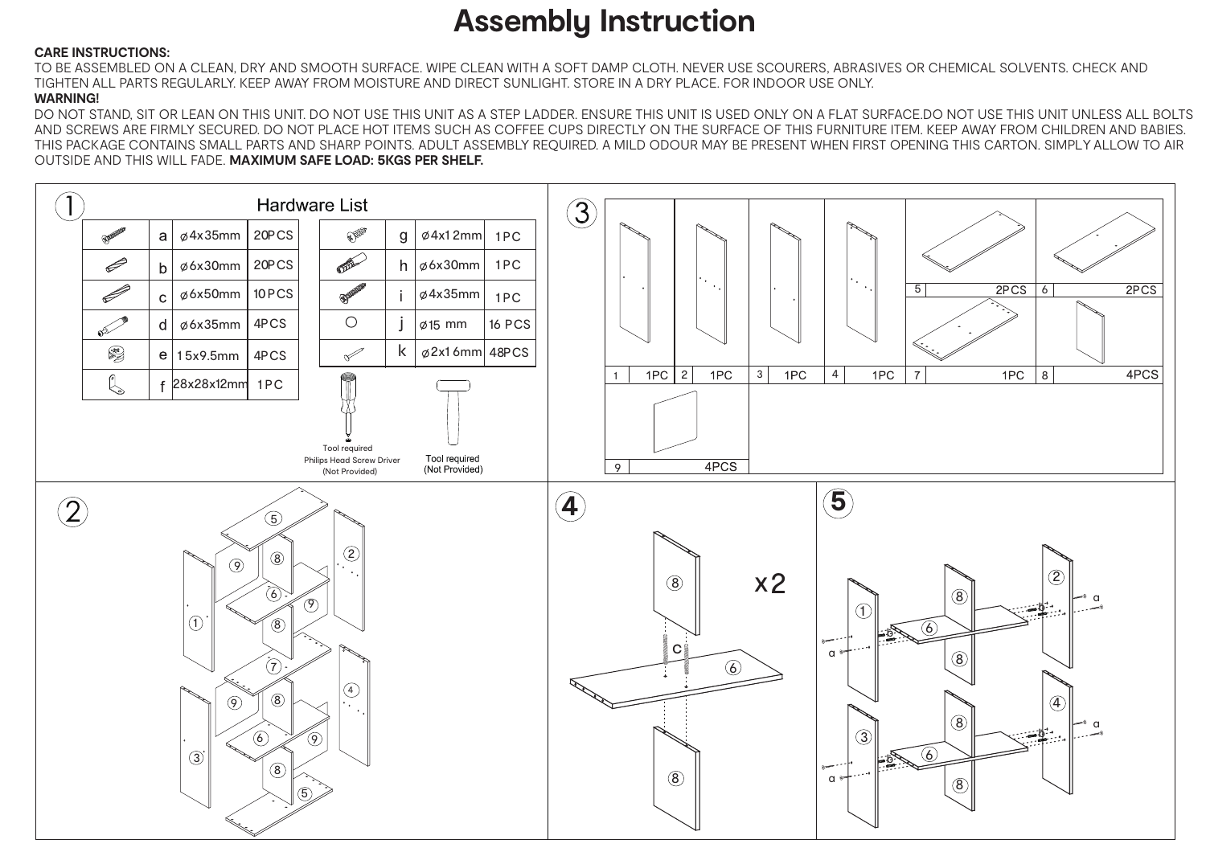# Assembly Instruction

**CARE INSTRUCTIONS:**
TO BE ASSEMBLED ON A CLEAN, DRY AND SMOOTH SURFACE. WIPE CLEAN WITH A SOFT DAMP CLOTH. NEVER USE SCOURERS, ABRASIVES OR CHEMICAL SOLVENTS. CHECK AND TIGHTEN ALL PARTS REGULARLY. KEEP AWAY FROM MOISTURE AND DIRECT SUNLIGHT. STORE IN A DRY PLACE. FOR INDOOR USE ONLY.

**WARNING!**
DO NOT STAND, SIT OR LEAN ON THIS UNIT. DO NOT USE THIS UNIT AS A STEP LADDER. ENSURE THIS UNIT IS USED ONLY ON A FLAT SURFACE.DO NOT USE THIS UNIT UNLESS ALL BOLTS AND SCREWS ARE FIRMLY SECURED. DO NOT PLACE HOT ITEMS SUCH AS COFFEE CUPS DIRECTLY ON THE SURFACE OF THIS FURNITURE ITEM. KEEP AWAY FROM CHILDREN AND BABIES. THIS PACKAGE CONTAINS SMALL PARTS AND SHARP POINTS. ADULT ASSEMBLY REQUIRED. A MILD ODOUR MAY BE PRESENT WHEN FIRST OPENING THIS CARTON. SIMPLY ALLOW TO AIR OUTSIDE AND THIS WILL FADE. **MAXIMUM SAFE LOAD: 5KGS PER SHELF.**

## 1 Hardware List

| | Size | Qty | | Size | Qty |
|---|---|---|---|---|---|
| a | ø4x35mm | 20PCS | g | ø4x12mm | 1PC |
| b | ø6x30mm | 20PCS | h | ø6x30mm | 1PC |
| c | ø6x50mm | 10PCS | i | ø4x35mm | 1PC |
| d | ø6x35mm | 4PCS | j | ø15 mm | 16 PCS |
| e | 15x9.5mm | 4PCS | k | ø2x16mm | 48PCS |
| f | 28x28x12mm | 1PC | | | |

Tool required
Philips Head Screw Driver
(Not Provided)

Tool required
(Not Provided)

## 2

## 3

| Part | Qty |
|---|---|
| 1 | 1PC |
| 2 | 1PC |
| 3 | 1PC |
| 4 | 1PC |
| 5 | 2PCS |
| 6 | 2PCS |
| 7 | 1PC |
| 8 | 4PCS |
| 9 | 4PCS |

## 4

x2

## 5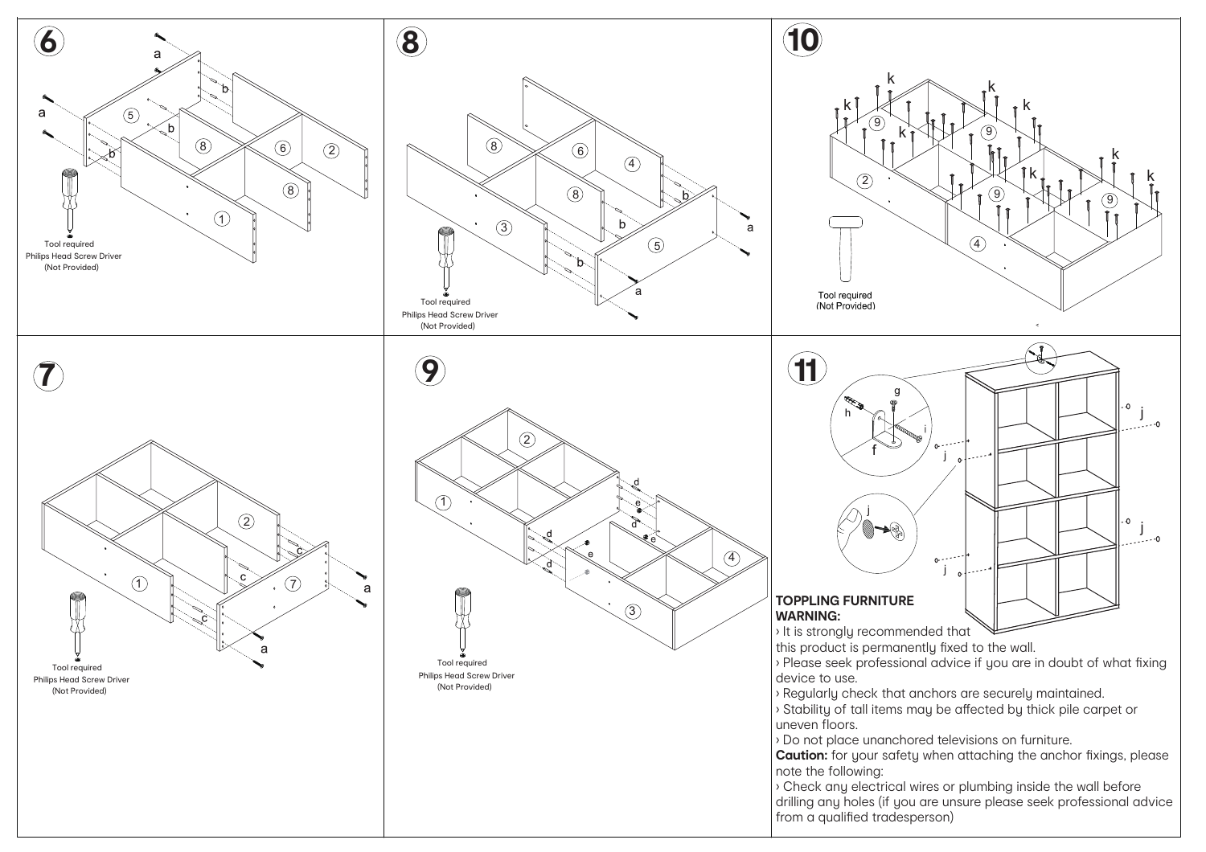6

Tool required
Philips Head Screw Driver
(Not Provided)

8

Tool required
Philips Head Screw Driver
(Not Provided)

10

Tool required
(Not Provided)

7

Tool required
Philips Head Screw Driver
(Not Provided)

9

Tool required
Philips Head Screw Driver
(Not Provided)

11

**TOPPLING FURNITURE WARNING:**

› It is strongly recommended that this product is permanently fixed to the wall.

› Please seek professional advice if you are in doubt of what fixing device to use.

› Regularly check that anchors are securely maintained.

› Stability of tall items may be affected by thick pile carpet or uneven floors.

› Do not place unanchored televisions on furniture.

**Caution:** for your safety when attaching the anchor fixings, please note the following:

› Check any electrical wires or plumbing inside the wall before drilling any holes (if you are unsure please seek professional advice from a qualified tradesperson)